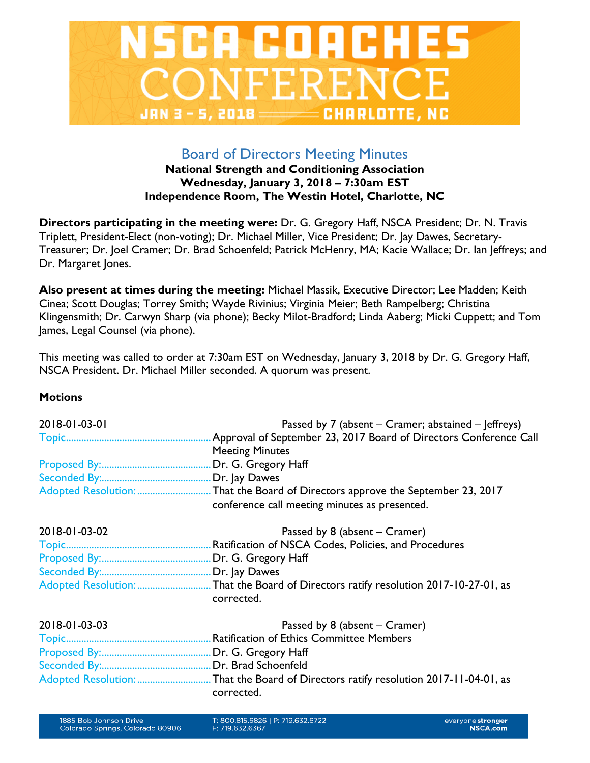# NSCA COACHES CONFERENCE

JAN 3 – 5, 2018 — CHARLOTTE, NC

## Board of Directors Meeting Minutes

**National Strength and Conditioning Association**
**Wednesday, January 3, 2018 – 7:30am EST**
**Independence Room, The Westin Hotel, Charlotte, NC**

**Directors participating in the meeting were:** Dr. G. Gregory Haff, NSCA President; Dr. N. Travis Triplett, President-Elect (non-voting); Dr. Michael Miller, Vice President; Dr. Jay Dawes, Secretary-Treasurer; Dr. Joel Cramer; Dr. Brad Schoenfeld; Patrick McHenry, MA; Kacie Wallace; Dr. Ian Jeffreys; and Dr. Margaret Jones.

**Also present at times during the meeting:** Michael Massik, Executive Director; Lee Madden; Keith Cinea; Scott Douglas; Torrey Smith; Wayde Rivinius; Virginia Meier; Beth Rampelberg; Christina Klingensmith; Dr. Carwyn Sharp (via phone); Becky Milot-Bradford; Linda Aaberg; Micki Cuppett; and Tom James, Legal Counsel (via phone).

This meeting was called to order at 7:30am EST on Wednesday, January 3, 2018 by Dr. G. Gregory Haff, NSCA President. Dr. Michael Miller seconded. A quorum was present.

### Motions

2018-01-03-01 — Passed by 7 (absent – Cramer; abstained – Jeffreys)

- Topic: Approval of September 23, 2017 Board of Directors Conference Call Meeting Minutes
- Proposed By: Dr. G. Gregory Haff
- Seconded By: Dr. Jay Dawes
- Adopted Resolution: That the Board of Directors approve the September 23, 2017 conference call meeting minutes as presented.

2018-01-03-02 — Passed by 8 (absent – Cramer)

- Topic: Ratification of NSCA Codes, Policies, and Procedures
- Proposed By: Dr. G. Gregory Haff
- Seconded By: Dr. Jay Dawes
- Adopted Resolution: That the Board of Directors ratify resolution 2017-10-27-01, as corrected.

2018-01-03-03 — Passed by 8 (absent – Cramer)

- Topic: Ratification of Ethics Committee Members
- Proposed By: Dr. G. Gregory Haff
- Seconded By: Dr. Brad Schoenfeld
- Adopted Resolution: That the Board of Directors ratify resolution 2017-11-04-01, as corrected.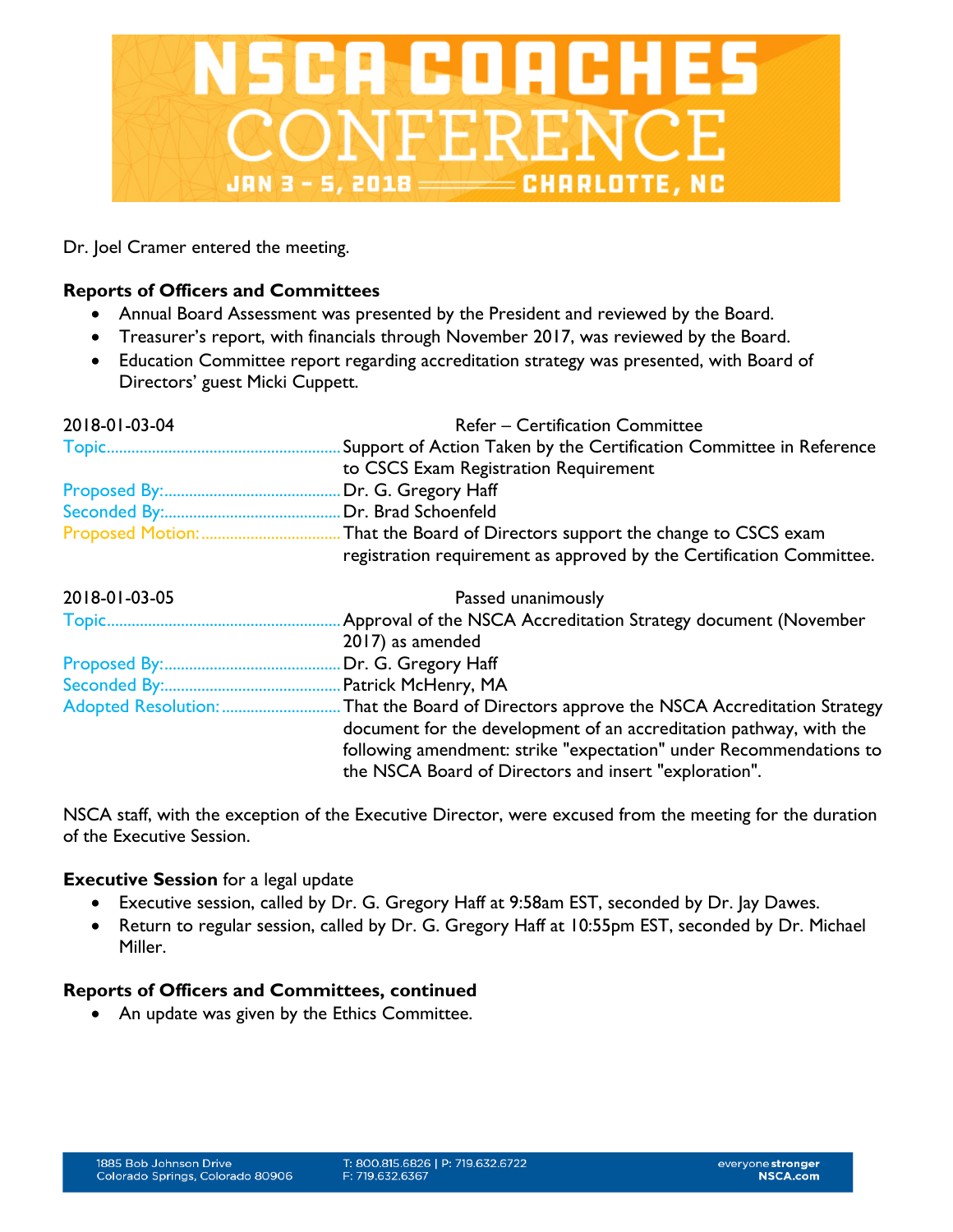Dr. Joel Cramer entered the meeting.

**Reports of Officers and Committees**

- Annual Board Assessment was presented by the President and reviewed by the Board.
- Treasurer's report, with financials through November 2017, was reviewed by the Board.
- Education Committee report regarding accreditation strategy was presented, with Board of Directors' guest Micki Cuppett.

2018-01-03-04 — Refer – Certification Committee

| | |
|---|---|
| Topic | Support of Action Taken by the Certification Committee in Reference to CSCS Exam Registration Requirement |
| Proposed By: | Dr. G. Gregory Haff |
| Seconded By: | Dr. Brad Schoenfeld |
| Proposed Motion: | That the Board of Directors support the change to CSCS exam registration requirement as approved by the Certification Committee. |

2018-01-03-05 — Passed unanimously

| | |
|---|---|
| Topic | Approval of the NSCA Accreditation Strategy document (November 2017) as amended |
| Proposed By: | Dr. G. Gregory Haff |
| Seconded By: | Patrick McHenry, MA |
| Adopted Resolution: | That the Board of Directors approve the NSCA Accreditation Strategy document for the development of an accreditation pathway, with the following amendment: strike "expectation" under Recommendations to the NSCA Board of Directors and insert "exploration". |

NSCA staff, with the exception of the Executive Director, were excused from the meeting for the duration of the Executive Session.

**Executive Session** for a legal update

- Executive session, called by Dr. G. Gregory Haff at 9:58am EST, seconded by Dr. Jay Dawes.
- Return to regular session, called by Dr. G. Gregory Haff at 10:55pm EST, seconded by Dr. Michael Miller.

**Reports of Officers and Committees, continued**

- An update was given by the Ethics Committee.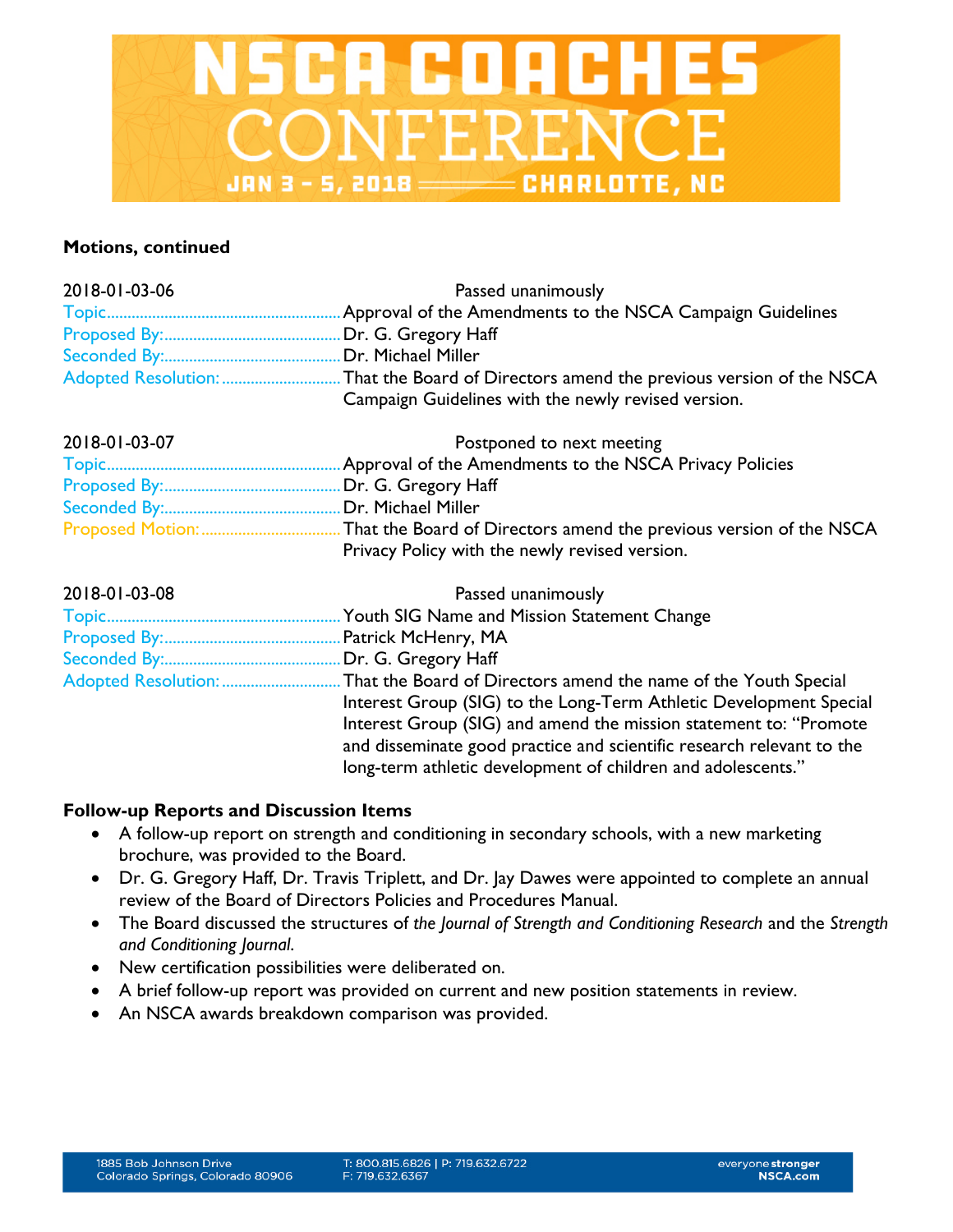**Motions, continued**

2018-01-03-06 — Passed unanimously

| | |
|---|---|
| Topic | Approval of the Amendments to the NSCA Campaign Guidelines |
| Proposed By: | Dr. G. Gregory Haff |
| Seconded By: | Dr. Michael Miller |
| Adopted Resolution: | That the Board of Directors amend the previous version of the NSCA Campaign Guidelines with the newly revised version. |

2018-01-03-07 — Postponed to next meeting

| | |
|---|---|
| Topic | Approval of the Amendments to the NSCA Privacy Policies |
| Proposed By: | Dr. G. Gregory Haff |
| Seconded By: | Dr. Michael Miller |
| Proposed Motion: | That the Board of Directors amend the previous version of the NSCA Privacy Policy with the newly revised version. |

2018-01-03-08 — Passed unanimously

| | |
|---|---|
| Topic | Youth SIG Name and Mission Statement Change |
| Proposed By: | Patrick McHenry, MA |
| Seconded By: | Dr. G. Gregory Haff |
| Adopted Resolution: | That the Board of Directors amend the name of the Youth Special Interest Group (SIG) to the Long-Term Athletic Development Special Interest Group (SIG) and amend the mission statement to: "Promote and disseminate good practice and scientific research relevant to the long-term athletic development of children and adolescents." |

**Follow-up Reports and Discussion Items**

- A follow-up report on strength and conditioning in secondary schools, with a new marketing brochure, was provided to the Board.
- Dr. G. Gregory Haff, Dr. Travis Triplett, and Dr. Jay Dawes were appointed to complete an annual review of the Board of Directors Policies and Procedures Manual.
- The Board discussed the structures of *the Journal of Strength and Conditioning Research* and the *Strength and Conditioning Journal*.
- New certification possibilities were deliberated on.
- A brief follow-up report was provided on current and new position statements in review.
- An NSCA awards breakdown comparison was provided.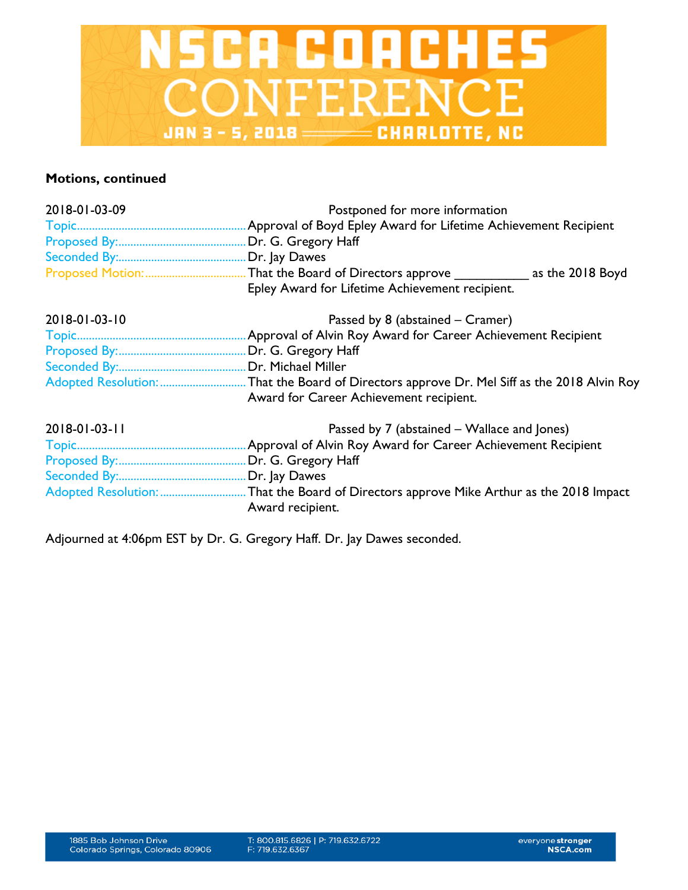**Motions, continued**

2018-01-03-09 Postponed for more information

Topic.......................................................Approval of Boyd Epley Award for Lifetime Achievement Recipient
Proposed By:.........................................Dr. G. Gregory Haff
Seconded By:.........................................Dr. Jay Dawes
Proposed Motion:..................................That the Board of Directors approve __________ as the 2018 Boyd Epley Award for Lifetime Achievement recipient.

2018-01-03-10 Passed by 8 (abstained – Cramer)

Topic.......................................................Approval of Alvin Roy Award for Career Achievement Recipient
Proposed By:.........................................Dr. G. Gregory Haff
Seconded By:.........................................Dr. Michael Miller
Adopted Resolution:.............................That the Board of Directors approve Dr. Mel Siff as the 2018 Alvin Roy Award for Career Achievement recipient.

2018-01-03-11 Passed by 7 (abstained – Wallace and Jones)

Topic.......................................................Approval of Alvin Roy Award for Career Achievement Recipient
Proposed By:.........................................Dr. G. Gregory Haff
Seconded By:.........................................Dr. Jay Dawes
Adopted Resolution:.............................That the Board of Directors approve Mike Arthur as the 2018 Impact Award recipient.

Adjourned at 4:06pm EST by Dr. G. Gregory Haff. Dr. Jay Dawes seconded.